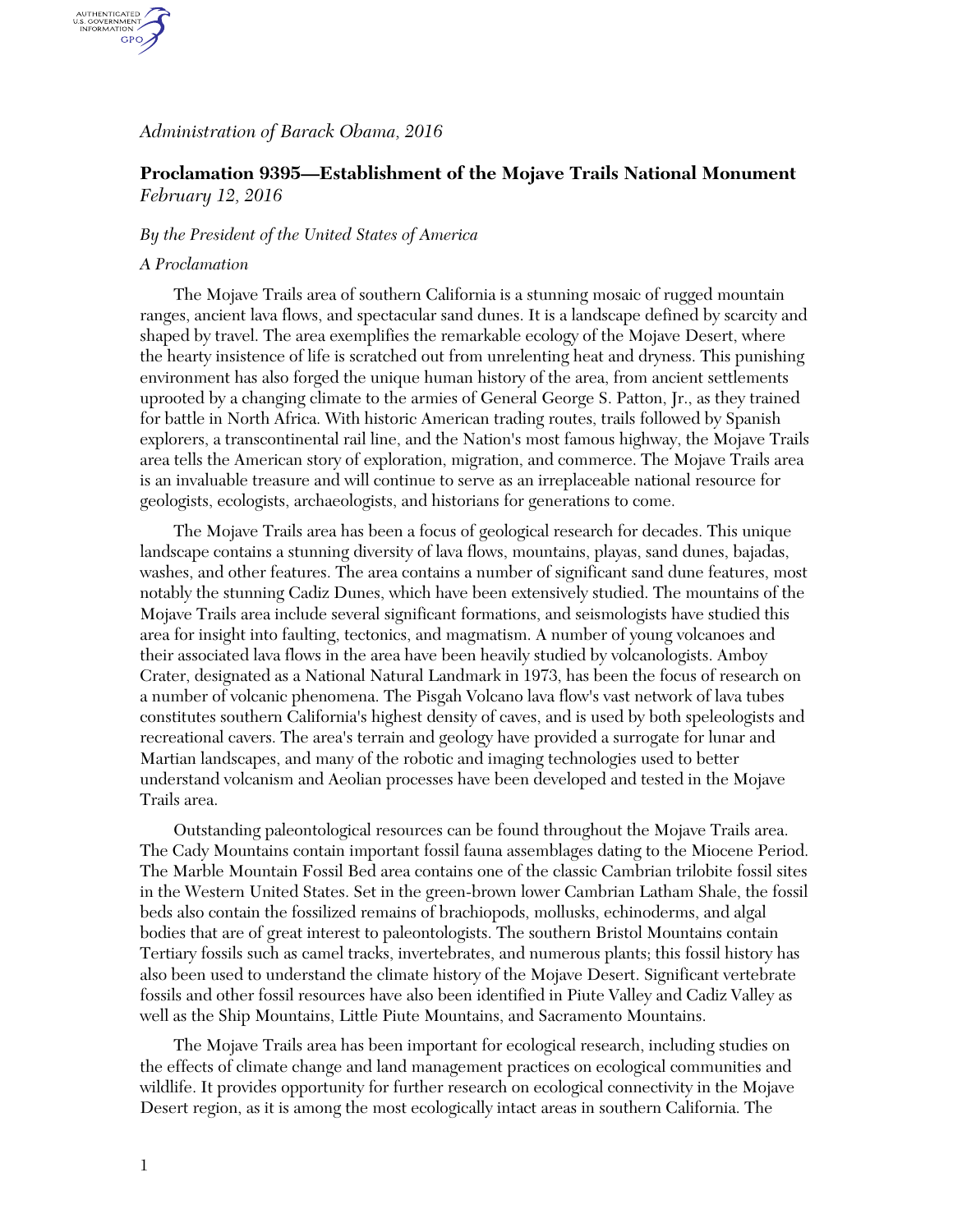*Administration of Barack Obama, 2016*

## Proclamation 9395—Establishment of the Mojave Trails National Monument

*February 12, 2016*

*By the President of the United States of America*

*A Proclamation*

The Mojave Trails area of southern California is a stunning mosaic of rugged mountain ranges, ancient lava flows, and spectacular sand dunes. It is a landscape defined by scarcity and shaped by travel. The area exemplifies the remarkable ecology of the Mojave Desert, where the hearty insistence of life is scratched out from unrelenting heat and dryness. This punishing environment has also forged the unique human history of the area, from ancient settlements uprooted by a changing climate to the armies of General George S. Patton, Jr., as they trained for battle in North Africa. With historic American trading routes, trails followed by Spanish explorers, a transcontinental rail line, and the Nation's most famous highway, the Mojave Trails area tells the American story of exploration, migration, and commerce. The Mojave Trails area is an invaluable treasure and will continue to serve as an irreplaceable national resource for geologists, ecologists, archaeologists, and historians for generations to come.

The Mojave Trails area has been a focus of geological research for decades. This unique landscape contains a stunning diversity of lava flows, mountains, playas, sand dunes, bajadas, washes, and other features. The area contains a number of significant sand dune features, most notably the stunning Cadiz Dunes, which have been extensively studied. The mountains of the Mojave Trails area include several significant formations, and seismologists have studied this area for insight into faulting, tectonics, and magmatism. A number of young volcanoes and their associated lava flows in the area have been heavily studied by volcanologists. Amboy Crater, designated as a National Natural Landmark in 1973, has been the focus of research on a number of volcanic phenomena. The Pisgah Volcano lava flow's vast network of lava tubes constitutes southern California's highest density of caves, and is used by both speleologists and recreational cavers. The area's terrain and geology have provided a surrogate for lunar and Martian landscapes, and many of the robotic and imaging technologies used to better understand volcanism and Aeolian processes have been developed and tested in the Mojave Trails area.

Outstanding paleontological resources can be found throughout the Mojave Trails area. The Cady Mountains contain important fossil fauna assemblages dating to the Miocene Period. The Marble Mountain Fossil Bed area contains one of the classic Cambrian trilobite fossil sites in the Western United States. Set in the green-brown lower Cambrian Latham Shale, the fossil beds also contain the fossilized remains of brachiopods, mollusks, echinoderms, and algal bodies that are of great interest to paleontologists. The southern Bristol Mountains contain Tertiary fossils such as camel tracks, invertebrates, and numerous plants; this fossil history has also been used to understand the climate history of the Mojave Desert. Significant vertebrate fossils and other fossil resources have also been identified in Piute Valley and Cadiz Valley as well as the Ship Mountains, Little Piute Mountains, and Sacramento Mountains.

The Mojave Trails area has been important for ecological research, including studies on the effects of climate change and land management practices on ecological communities and wildlife. It provides opportunity for further research on ecological connectivity in the Mojave Desert region, as it is among the most ecologically intact areas in southern California. The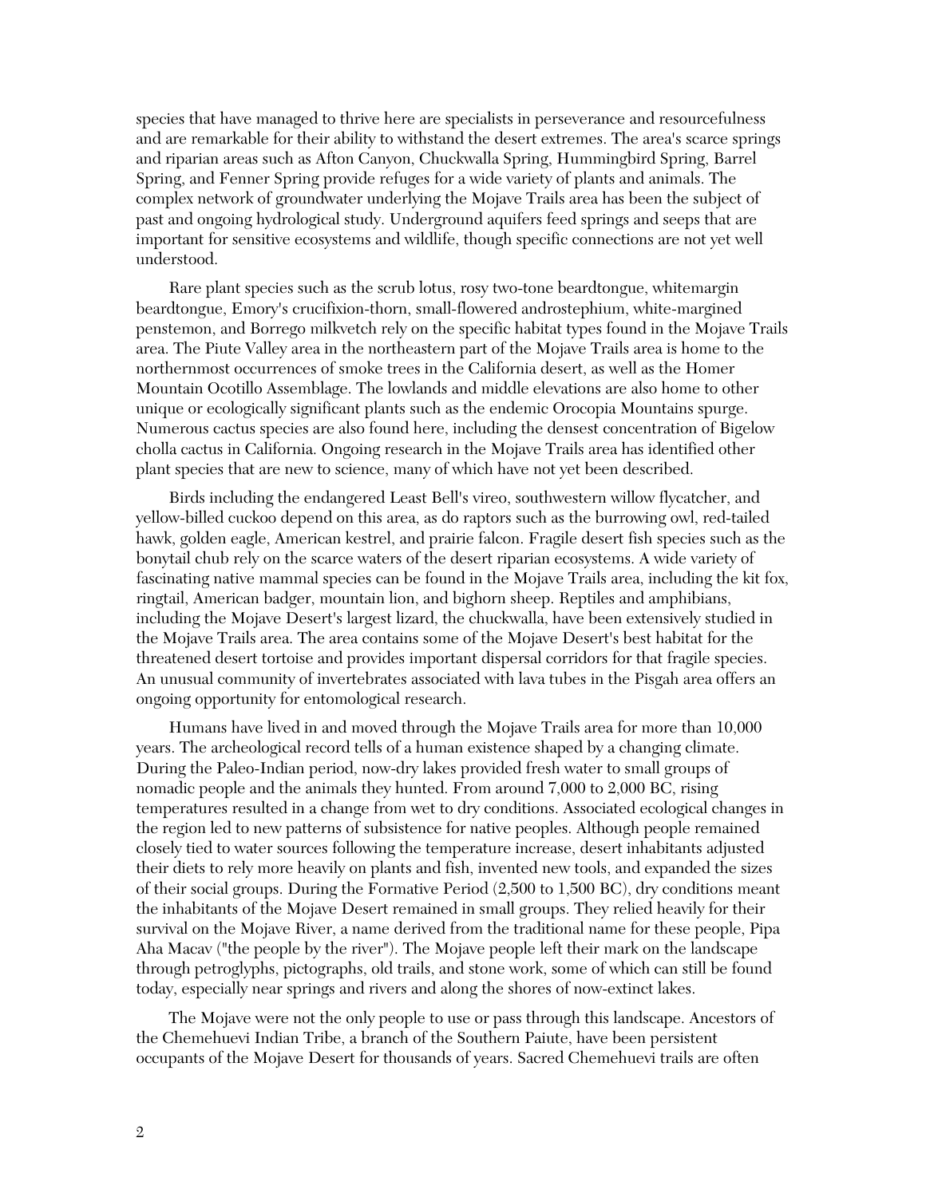species that have managed to thrive here are specialists in perseverance and resourcefulness and are remarkable for their ability to withstand the desert extremes. The area's scarce springs and riparian areas such as Afton Canyon, Chuckwalla Spring, Hummingbird Spring, Barrel Spring, and Fenner Spring provide refuges for a wide variety of plants and animals. The complex network of groundwater underlying the Mojave Trails area has been the subject of past and ongoing hydrological study. Underground aquifers feed springs and seeps that are important for sensitive ecosystems and wildlife, though specific connections are not yet well understood.

Rare plant species such as the scrub lotus, rosy two-tone beardtongue, whitemargin beardtongue, Emory's crucifixion-thorn, small-flowered androstephium, white-margined penstemon, and Borrego milkvetch rely on the specific habitat types found in the Mojave Trails area. The Piute Valley area in the northeastern part of the Mojave Trails area is home to the northernmost occurrences of smoke trees in the California desert, as well as the Homer Mountain Ocotillo Assemblage. The lowlands and middle elevations are also home to other unique or ecologically significant plants such as the endemic Orocopia Mountains spurge. Numerous cactus species are also found here, including the densest concentration of Bigelow cholla cactus in California. Ongoing research in the Mojave Trails area has identified other plant species that are new to science, many of which have not yet been described.

Birds including the endangered Least Bell's vireo, southwestern willow flycatcher, and yellow-billed cuckoo depend on this area, as do raptors such as the burrowing owl, red-tailed hawk, golden eagle, American kestrel, and prairie falcon. Fragile desert fish species such as the bonytail chub rely on the scarce waters of the desert riparian ecosystems. A wide variety of fascinating native mammal species can be found in the Mojave Trails area, including the kit fox, ringtail, American badger, mountain lion, and bighorn sheep. Reptiles and amphibians, including the Mojave Desert's largest lizard, the chuckwalla, have been extensively studied in the Mojave Trails area. The area contains some of the Mojave Desert's best habitat for the threatened desert tortoise and provides important dispersal corridors for that fragile species. An unusual community of invertebrates associated with lava tubes in the Pisgah area offers an ongoing opportunity for entomological research.

Humans have lived in and moved through the Mojave Trails area for more than 10,000 years. The archeological record tells of a human existence shaped by a changing climate. During the Paleo-Indian period, now-dry lakes provided fresh water to small groups of nomadic people and the animals they hunted. From around 7,000 to 2,000 BC, rising temperatures resulted in a change from wet to dry conditions. Associated ecological changes in the region led to new patterns of subsistence for native peoples. Although people remained closely tied to water sources following the temperature increase, desert inhabitants adjusted their diets to rely more heavily on plants and fish, invented new tools, and expanded the sizes of their social groups. During the Formative Period (2,500 to 1,500 BC), dry conditions meant the inhabitants of the Mojave Desert remained in small groups. They relied heavily for their survival on the Mojave River, a name derived from the traditional name for these people, Pipa Aha Macav ("the people by the river"). The Mojave people left their mark on the landscape through petroglyphs, pictographs, old trails, and stone work, some of which can still be found today, especially near springs and rivers and along the shores of now-extinct lakes.

The Mojave were not the only people to use or pass through this landscape. Ancestors of the Chemehuevi Indian Tribe, a branch of the Southern Paiute, have been persistent occupants of the Mojave Desert for thousands of years. Sacred Chemehuevi trails are often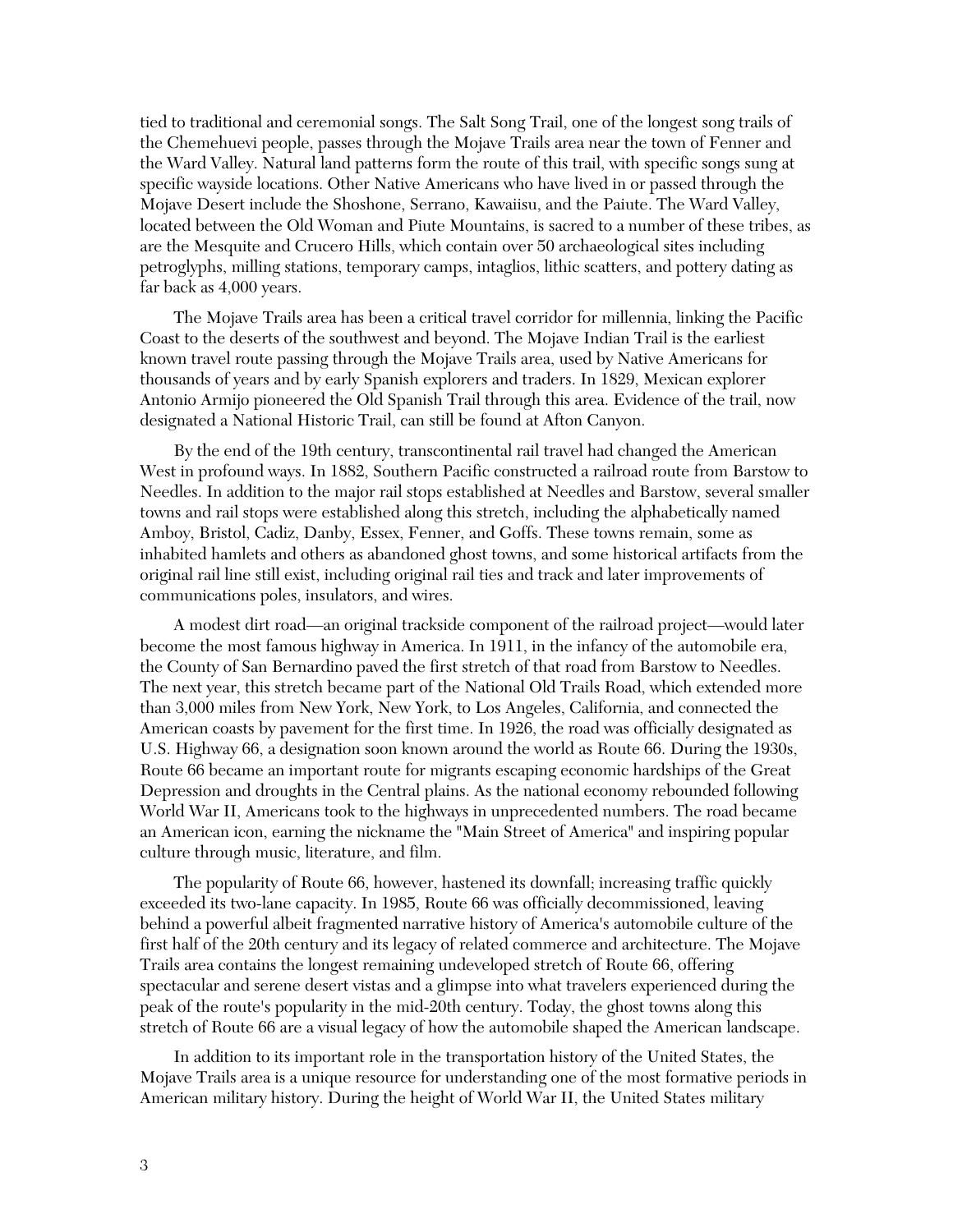tied to traditional and ceremonial songs. The Salt Song Trail, one of the longest song trails of the Chemehuevi people, passes through the Mojave Trails area near the town of Fenner and the Ward Valley. Natural land patterns form the route of this trail, with specific songs sung at specific wayside locations. Other Native Americans who have lived in or passed through the Mojave Desert include the Shoshone, Serrano, Kawaiisu, and the Paiute. The Ward Valley, located between the Old Woman and Piute Mountains, is sacred to a number of these tribes, as are the Mesquite and Crucero Hills, which contain over 50 archaeological sites including petroglyphs, milling stations, temporary camps, intaglios, lithic scatters, and pottery dating as far back as 4,000 years.

The Mojave Trails area has been a critical travel corridor for millennia, linking the Pacific Coast to the deserts of the southwest and beyond. The Mojave Indian Trail is the earliest known travel route passing through the Mojave Trails area, used by Native Americans for thousands of years and by early Spanish explorers and traders. In 1829, Mexican explorer Antonio Armijo pioneered the Old Spanish Trail through this area. Evidence of the trail, now designated a National Historic Trail, can still be found at Afton Canyon.

By the end of the 19th century, transcontinental rail travel had changed the American West in profound ways. In 1882, Southern Pacific constructed a railroad route from Barstow to Needles. In addition to the major rail stops established at Needles and Barstow, several smaller towns and rail stops were established along this stretch, including the alphabetically named Amboy, Bristol, Cadiz, Danby, Essex, Fenner, and Goffs. These towns remain, some as inhabited hamlets and others as abandoned ghost towns, and some historical artifacts from the original rail line still exist, including original rail ties and track and later improvements of communications poles, insulators, and wires.

A modest dirt road—an original trackside component of the railroad project—would later become the most famous highway in America. In 1911, in the infancy of the automobile era, the County of San Bernardino paved the first stretch of that road from Barstow to Needles. The next year, this stretch became part of the National Old Trails Road, which extended more than 3,000 miles from New York, New York, to Los Angeles, California, and connected the American coasts by pavement for the first time. In 1926, the road was officially designated as U.S. Highway 66, a designation soon known around the world as Route 66. During the 1930s, Route 66 became an important route for migrants escaping economic hardships of the Great Depression and droughts in the Central plains. As the national economy rebounded following World War II, Americans took to the highways in unprecedented numbers. The road became an American icon, earning the nickname the "Main Street of America" and inspiring popular culture through music, literature, and film.

The popularity of Route 66, however, hastened its downfall; increasing traffic quickly exceeded its two-lane capacity. In 1985, Route 66 was officially decommissioned, leaving behind a powerful albeit fragmented narrative history of America's automobile culture of the first half of the 20th century and its legacy of related commerce and architecture. The Mojave Trails area contains the longest remaining undeveloped stretch of Route 66, offering spectacular and serene desert vistas and a glimpse into what travelers experienced during the peak of the route's popularity in the mid-20th century. Today, the ghost towns along this stretch of Route 66 are a visual legacy of how the automobile shaped the American landscape.

In addition to its important role in the transportation history of the United States, the Mojave Trails area is a unique resource for understanding one of the most formative periods in American military history. During the height of World War II, the United States military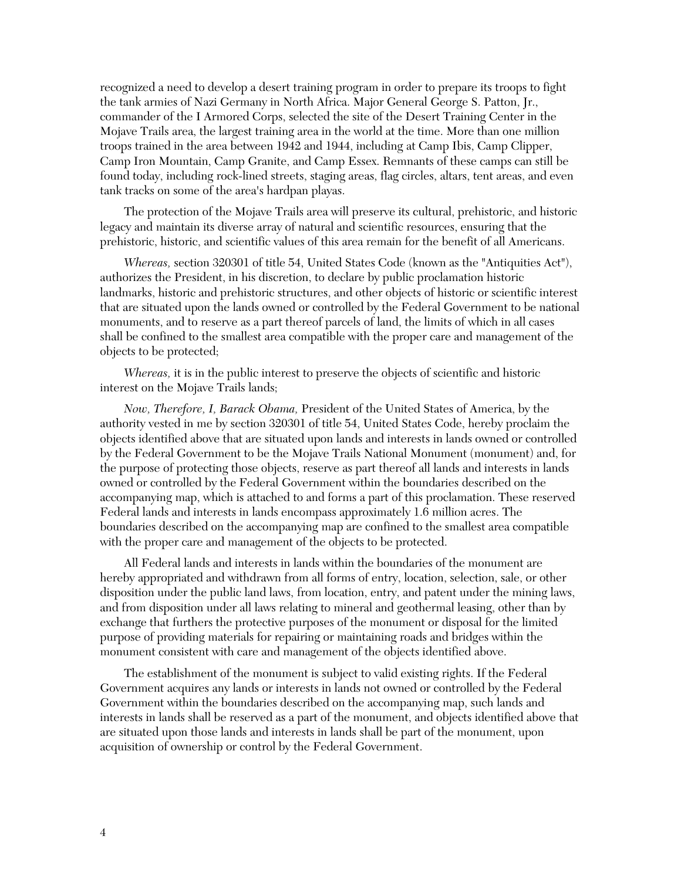recognized a need to develop a desert training program in order to prepare its troops to fight the tank armies of Nazi Germany in North Africa. Major General George S. Patton, Jr., commander of the I Armored Corps, selected the site of the Desert Training Center in the Mojave Trails area, the largest training area in the world at the time. More than one million troops trained in the area between 1942 and 1944, including at Camp Ibis, Camp Clipper, Camp Iron Mountain, Camp Granite, and Camp Essex. Remnants of these camps can still be found today, including rock-lined streets, staging areas, flag circles, altars, tent areas, and even tank tracks on some of the area's hardpan playas.

The protection of the Mojave Trails area will preserve its cultural, prehistoric, and historic legacy and maintain its diverse array of natural and scientific resources, ensuring that the prehistoric, historic, and scientific values of this area remain for the benefit of all Americans.

*Whereas,* section 320301 of title 54, United States Code (known as the "Antiquities Act"), authorizes the President, in his discretion, to declare by public proclamation historic landmarks, historic and prehistoric structures, and other objects of historic or scientific interest that are situated upon the lands owned or controlled by the Federal Government to be national monuments, and to reserve as a part thereof parcels of land, the limits of which in all cases shall be confined to the smallest area compatible with the proper care and management of the objects to be protected;

*Whereas,* it is in the public interest to preserve the objects of scientific and historic interest on the Mojave Trails lands;

*Now, Therefore, I, Barack Obama,* President of the United States of America, by the authority vested in me by section 320301 of title 54, United States Code, hereby proclaim the objects identified above that are situated upon lands and interests in lands owned or controlled by the Federal Government to be the Mojave Trails National Monument (monument) and, for the purpose of protecting those objects, reserve as part thereof all lands and interests in lands owned or controlled by the Federal Government within the boundaries described on the accompanying map, which is attached to and forms a part of this proclamation. These reserved Federal lands and interests in lands encompass approximately 1.6 million acres. The boundaries described on the accompanying map are confined to the smallest area compatible with the proper care and management of the objects to be protected.

All Federal lands and interests in lands within the boundaries of the monument are hereby appropriated and withdrawn from all forms of entry, location, selection, sale, or other disposition under the public land laws, from location, entry, and patent under the mining laws, and from disposition under all laws relating to mineral and geothermal leasing, other than by exchange that furthers the protective purposes of the monument or disposal for the limited purpose of providing materials for repairing or maintaining roads and bridges within the monument consistent with care and management of the objects identified above.

The establishment of the monument is subject to valid existing rights. If the Federal Government acquires any lands or interests in lands not owned or controlled by the Federal Government within the boundaries described on the accompanying map, such lands and interests in lands shall be reserved as a part of the monument, and objects identified above that are situated upon those lands and interests in lands shall be part of the monument, upon acquisition of ownership or control by the Federal Government.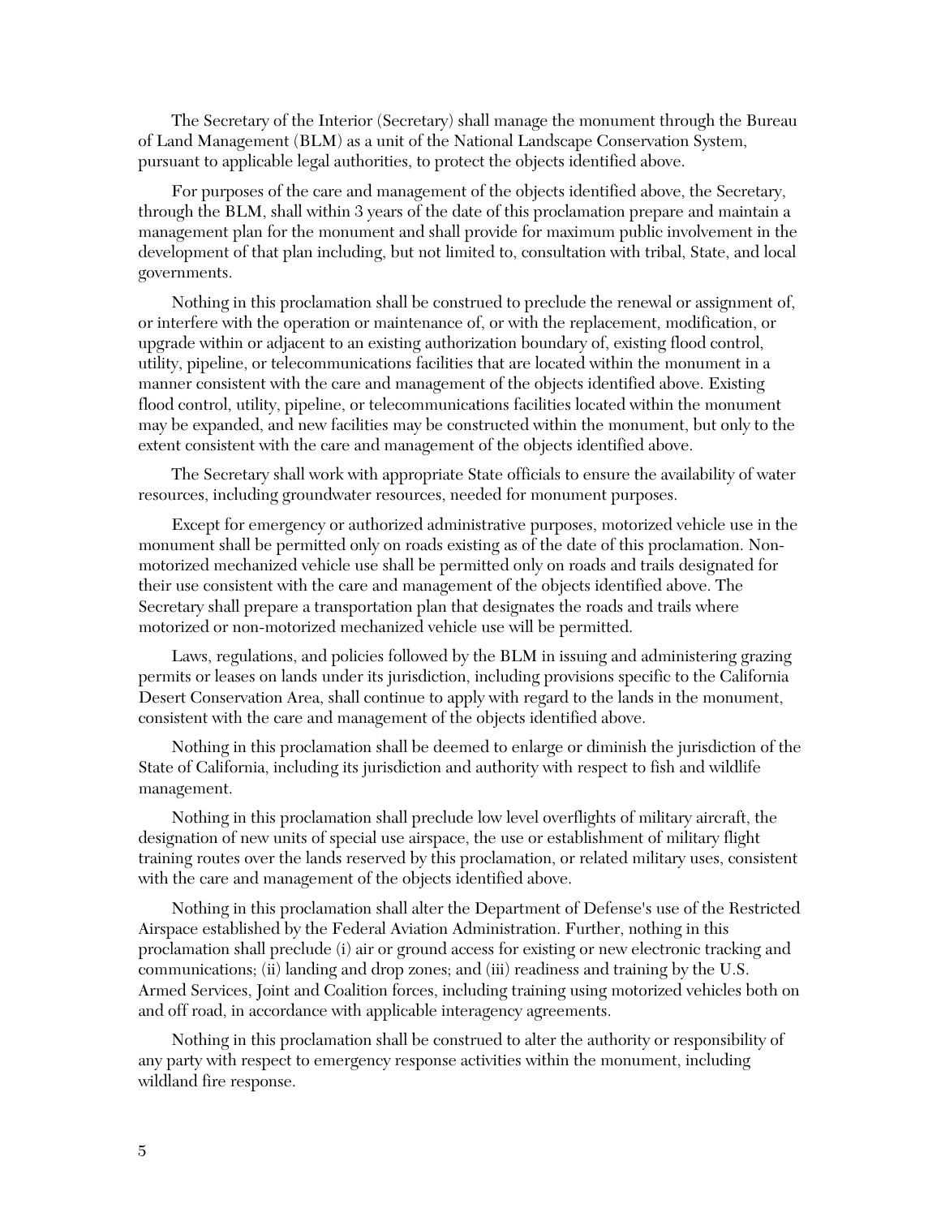The Secretary of the Interior (Secretary) shall manage the monument through the Bureau of Land Management (BLM) as a unit of the National Landscape Conservation System, pursuant to applicable legal authorities, to protect the objects identified above.

For purposes of the care and management of the objects identified above, the Secretary, through the BLM, shall within 3 years of the date of this proclamation prepare and maintain a management plan for the monument and shall provide for maximum public involvement in the development of that plan including, but not limited to, consultation with tribal, State, and local governments.

Nothing in this proclamation shall be construed to preclude the renewal or assignment of, or interfere with the operation or maintenance of, or with the replacement, modification, or upgrade within or adjacent to an existing authorization boundary of, existing flood control, utility, pipeline, or telecommunications facilities that are located within the monument in a manner consistent with the care and management of the objects identified above. Existing flood control, utility, pipeline, or telecommunications facilities located within the monument may be expanded, and new facilities may be constructed within the monument, but only to the extent consistent with the care and management of the objects identified above.

The Secretary shall work with appropriate State officials to ensure the availability of water resources, including groundwater resources, needed for monument purposes.

Except for emergency or authorized administrative purposes, motorized vehicle use in the monument shall be permitted only on roads existing as of the date of this proclamation. Non-motorized mechanized vehicle use shall be permitted only on roads and trails designated for their use consistent with the care and management of the objects identified above. The Secretary shall prepare a transportation plan that designates the roads and trails where motorized or non-motorized mechanized vehicle use will be permitted.

Laws, regulations, and policies followed by the BLM in issuing and administering grazing permits or leases on lands under its jurisdiction, including provisions specific to the California Desert Conservation Area, shall continue to apply with regard to the lands in the monument, consistent with the care and management of the objects identified above.

Nothing in this proclamation shall be deemed to enlarge or diminish the jurisdiction of the State of California, including its jurisdiction and authority with respect to fish and wildlife management.

Nothing in this proclamation shall preclude low level overflights of military aircraft, the designation of new units of special use airspace, the use or establishment of military flight training routes over the lands reserved by this proclamation, or related military uses, consistent with the care and management of the objects identified above.

Nothing in this proclamation shall alter the Department of Defense's use of the Restricted Airspace established by the Federal Aviation Administration. Further, nothing in this proclamation shall preclude (i) air or ground access for existing or new electronic tracking and communications; (ii) landing and drop zones; and (iii) readiness and training by the U.S. Armed Services, Joint and Coalition forces, including training using motorized vehicles both on and off road, in accordance with applicable interagency agreements.

Nothing in this proclamation shall be construed to alter the authority or responsibility of any party with respect to emergency response activities within the monument, including wildland fire response.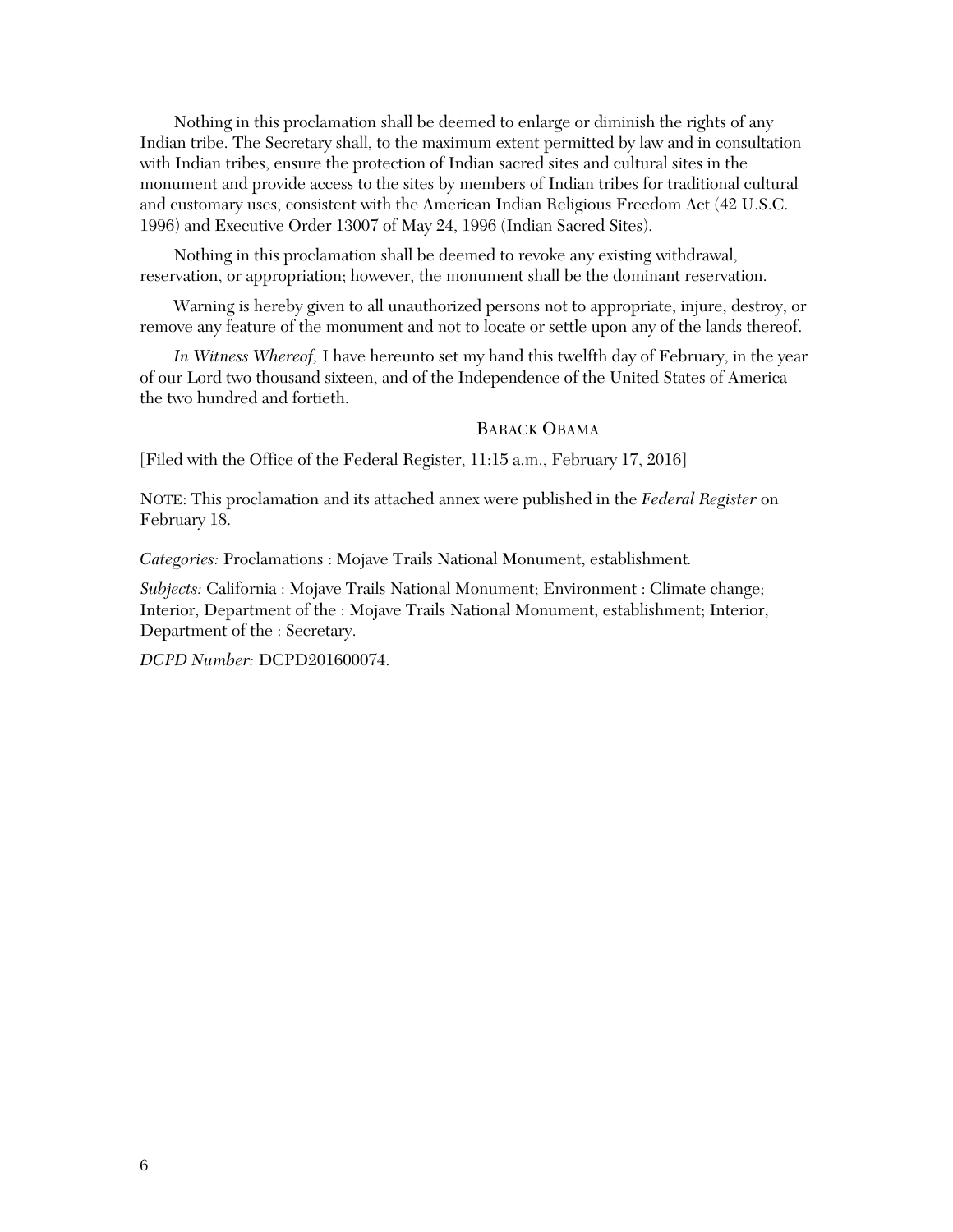Nothing in this proclamation shall be deemed to enlarge or diminish the rights of any Indian tribe. The Secretary shall, to the maximum extent permitted by law and in consultation with Indian tribes, ensure the protection of Indian sacred sites and cultural sites in the monument and provide access to the sites by members of Indian tribes for traditional cultural and customary uses, consistent with the American Indian Religious Freedom Act (42 U.S.C. 1996) and Executive Order 13007 of May 24, 1996 (Indian Sacred Sites).

Nothing in this proclamation shall be deemed to revoke any existing withdrawal, reservation, or appropriation; however, the monument shall be the dominant reservation.

Warning is hereby given to all unauthorized persons not to appropriate, injure, destroy, or remove any feature of the monument and not to locate or settle upon any of the lands thereof.

*In Witness Whereof,* I have hereunto set my hand this twelfth day of February, in the year of our Lord two thousand sixteen, and of the Independence of the United States of America the two hundred and fortieth.

BARACK OBAMA

[Filed with the Office of the Federal Register, 11:15 a.m., February 17, 2016]

NOTE: This proclamation and its attached annex were published in the *Federal Register* on February 18.

*Categories:* Proclamations : Mojave Trails National Monument, establishment.

*Subjects:* California : Mojave Trails National Monument; Environment : Climate change; Interior, Department of the : Mojave Trails National Monument, establishment; Interior, Department of the : Secretary.

*DCPD Number:* DCPD201600074.